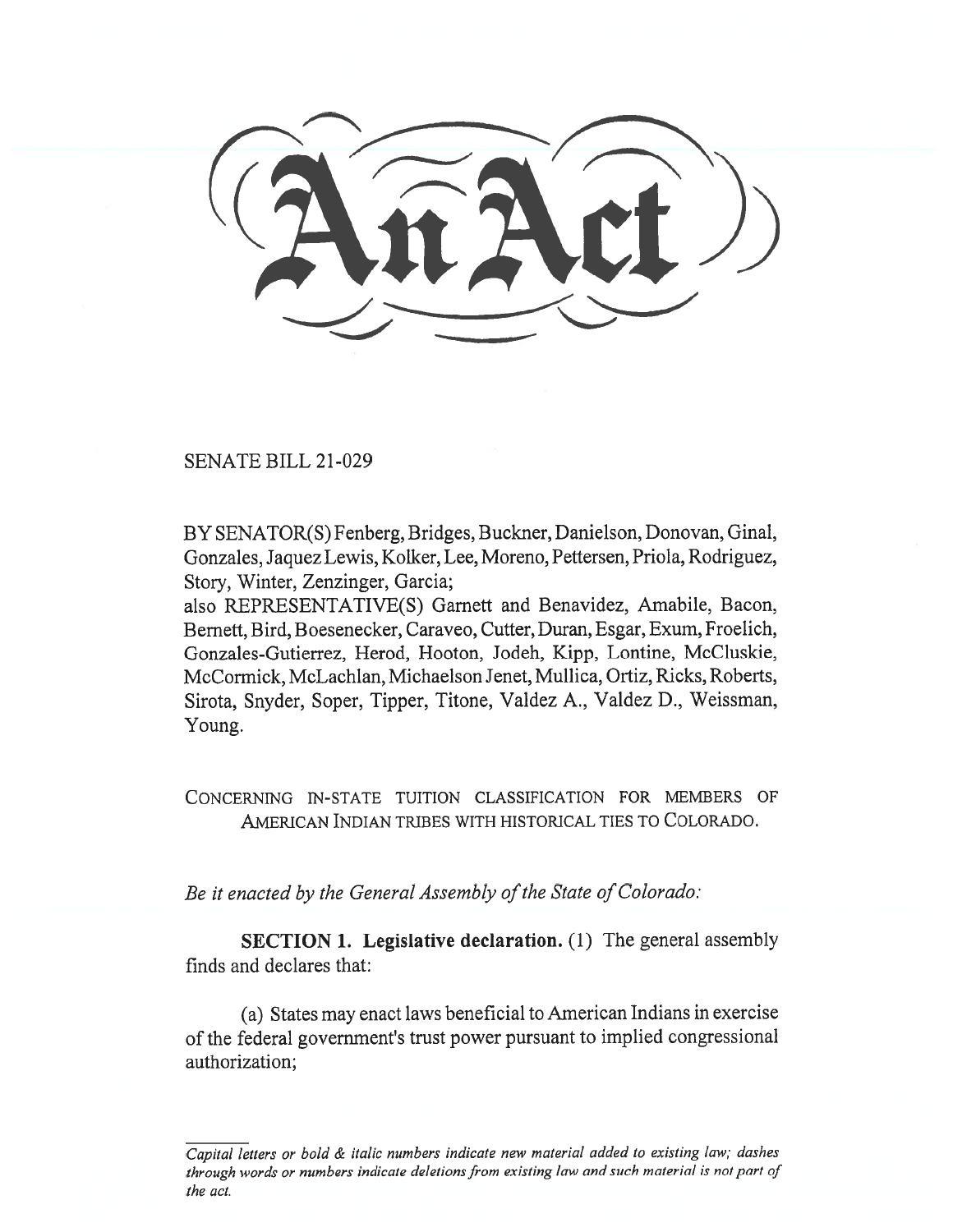# An Act

SENATE BILL 21-029

BY SENATOR(S) Fenberg, Bridges, Buckner, Danielson, Donovan, Ginal, Gonzales, Jaquez Lewis, Kolker, Lee, Moreno, Pettersen, Priola, Rodriguez, Story, Winter, Zenzinger, Garcia;
also REPRESENTATIVE(S) Garnett and Benavidez, Amabile, Bacon, Bernett, Bird, Boesenecker, Caraveo, Cutter, Duran, Esgar, Exum, Froelich, Gonzales-Gutierrez, Herod, Hooton, Jodeh, Kipp, Lontine, McCluskie, McCormick, McLachlan, Michaelson Jenet, Mullica, Ortiz, Ricks, Roberts, Sirota, Snyder, Soper, Tipper, Titone, Valdez A., Valdez D., Weissman, Young.

CONCERNING IN-STATE TUITION CLASSIFICATION FOR MEMBERS OF AMERICAN INDIAN TRIBES WITH HISTORICAL TIES TO COLORADO.

*Be it enacted by the General Assembly of the State of Colorado:*

**SECTION 1. Legislative declaration.** (1) The general assembly finds and declares that:

(a) States may enact laws beneficial to American Indians in exercise of the federal government's trust power pursuant to implied congressional authorization;

*Capital letters or bold & italic numbers indicate new material added to existing law; dashes through words or numbers indicate deletions from existing law and such material is not part of the act.*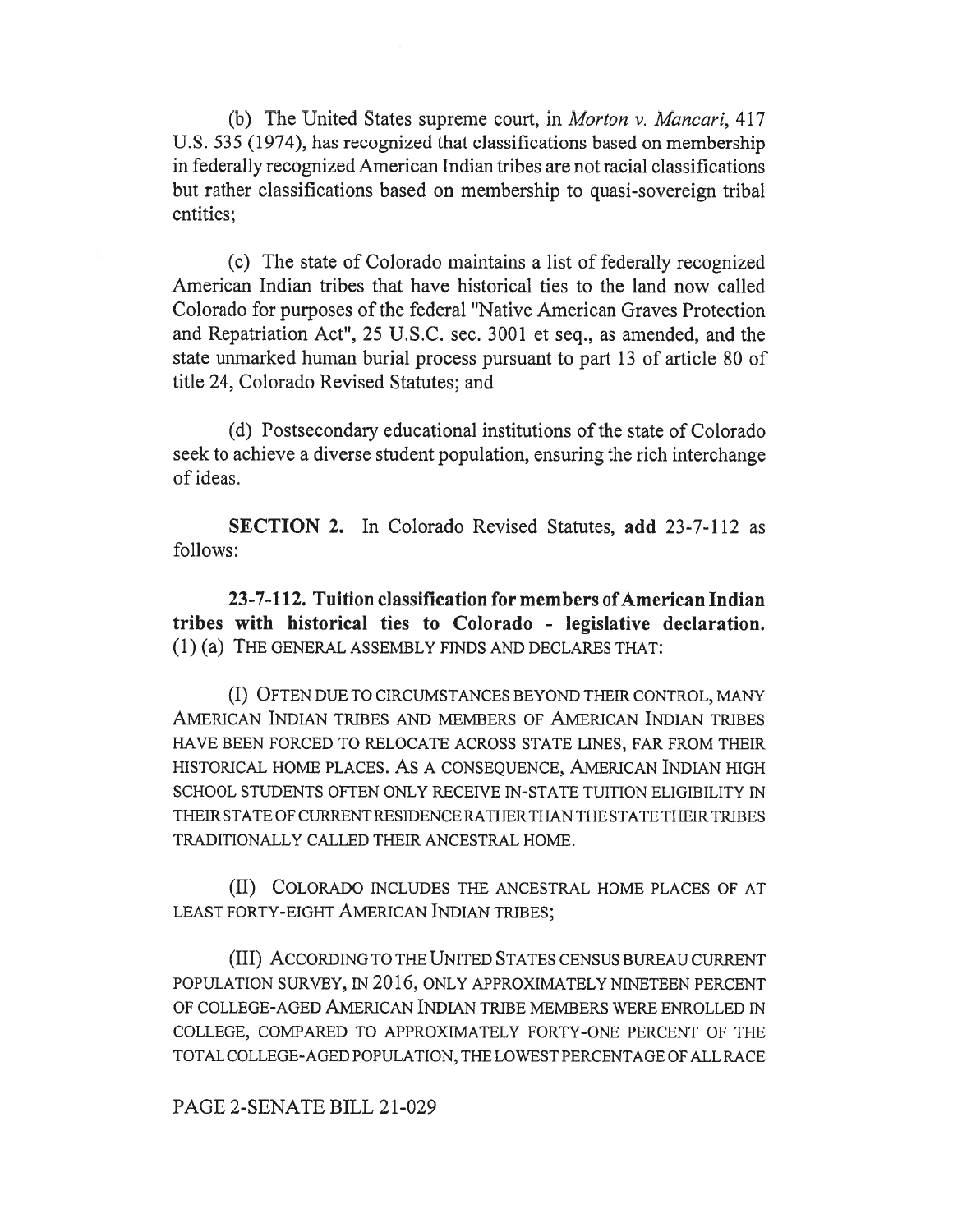(b) The United States supreme court, in *Morton v. Mancari*, 417 U.S. 535 (1974), has recognized that classifications based on membership in federally recognized American Indian tribes are not racial classifications but rather classifications based on membership to quasi-sovereign tribal entities;

(c) The state of Colorado maintains a list of federally recognized American Indian tribes that have historical ties to the land now called Colorado for purposes of the federal "Native American Graves Protection and Repatriation Act", 25 U.S.C. sec. 3001 et seq., as amended, and the state unmarked human burial process pursuant to part 13 of article 80 of title 24, Colorado Revised Statutes; and

(d) Postsecondary educational institutions of the state of Colorado seek to achieve a diverse student population, ensuring the rich interchange of ideas.

**SECTION 2.** In Colorado Revised Statutes, **add** 23-7-112 as follows:

**23-7-112. Tuition classification for members of American Indian tribes with historical ties to Colorado - legislative declaration.** (1) (a) THE GENERAL ASSEMBLY FINDS AND DECLARES THAT:

(I) OFTEN DUE TO CIRCUMSTANCES BEYOND THEIR CONTROL, MANY AMERICAN INDIAN TRIBES AND MEMBERS OF AMERICAN INDIAN TRIBES HAVE BEEN FORCED TO RELOCATE ACROSS STATE LINES, FAR FROM THEIR HISTORICAL HOME PLACES. AS A CONSEQUENCE, AMERICAN INDIAN HIGH SCHOOL STUDENTS OFTEN ONLY RECEIVE IN-STATE TUITION ELIGIBILITY IN THEIR STATE OF CURRENT RESIDENCE RATHER THAN THE STATE THEIR TRIBES TRADITIONALLY CALLED THEIR ANCESTRAL HOME.

(II) COLORADO INCLUDES THE ANCESTRAL HOME PLACES OF AT LEAST FORTY-EIGHT AMERICAN INDIAN TRIBES;

(III) ACCORDING TO THE UNITED STATES CENSUS BUREAU CURRENT POPULATION SURVEY, IN 2016, ONLY APPROXIMATELY NINETEEN PERCENT OF COLLEGE-AGED AMERICAN INDIAN TRIBE MEMBERS WERE ENROLLED IN COLLEGE, COMPARED TO APPROXIMATELY FORTY-ONE PERCENT OF THE TOTAL COLLEGE-AGED POPULATION, THE LOWEST PERCENTAGE OF ALL RACE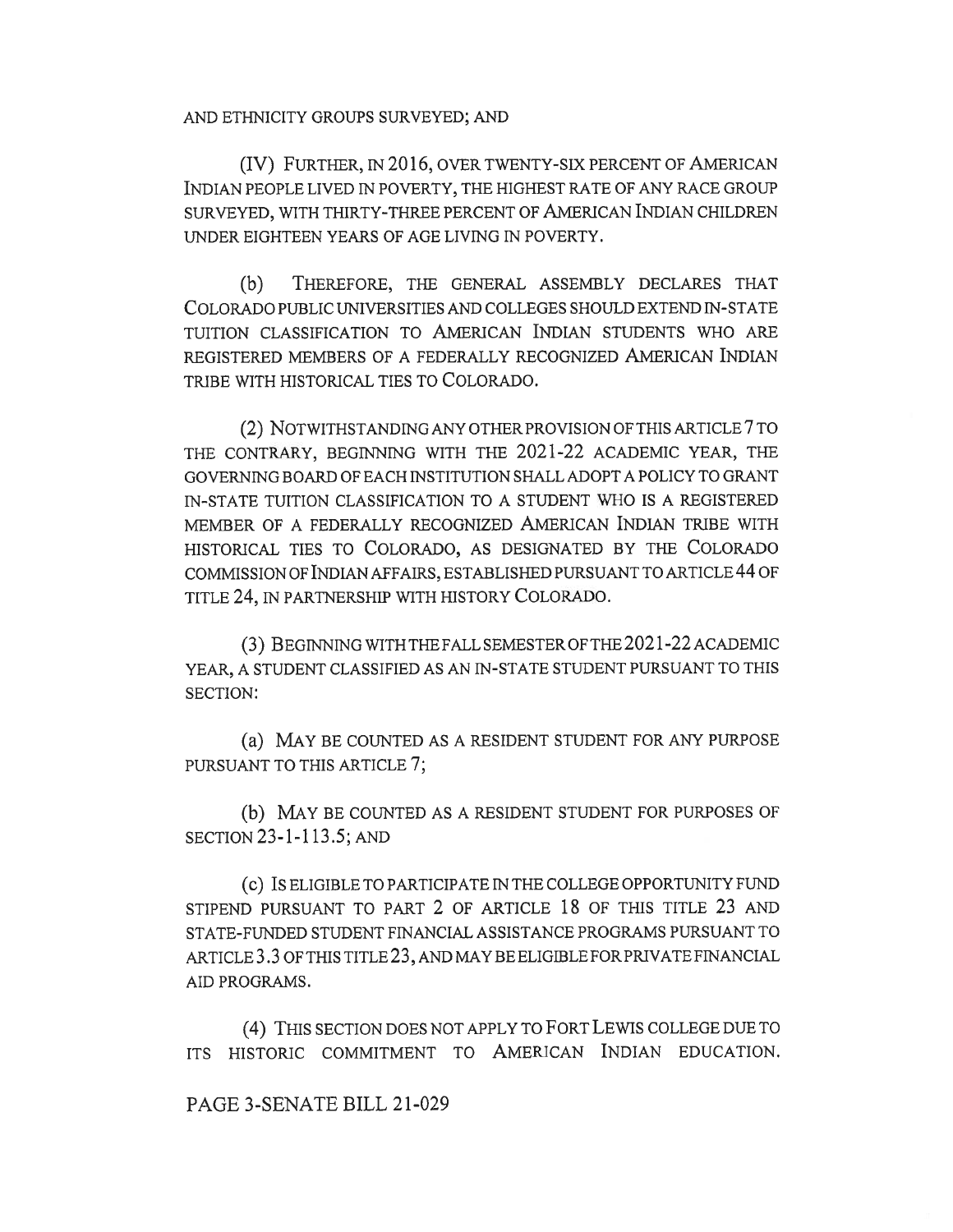AND ETHNICITY GROUPS SURVEYED; AND

(IV) FURTHER, IN 2016, OVER TWENTY-SIX PERCENT OF AMERICAN INDIAN PEOPLE LIVED IN POVERTY, THE HIGHEST RATE OF ANY RACE GROUP SURVEYED, WITH THIRTY-THREE PERCENT OF AMERICAN INDIAN CHILDREN UNDER EIGHTEEN YEARS OF AGE LIVING IN POVERTY.

(b) THEREFORE, THE GENERAL ASSEMBLY DECLARES THAT COLORADO PUBLIC UNIVERSITIES AND COLLEGES SHOULD EXTEND IN-STATE TUITION CLASSIFICATION TO AMERICAN INDIAN STUDENTS WHO ARE REGISTERED MEMBERS OF A FEDERALLY RECOGNIZED AMERICAN INDIAN TRIBE WITH HISTORICAL TIES TO COLORADO.

(2) NOTWITHSTANDING ANY OTHER PROVISION OF THIS ARTICLE 7 TO THE CONTRARY, BEGINNING WITH THE 2021-22 ACADEMIC YEAR, THE GOVERNING BOARD OF EACH INSTITUTION SHALL ADOPT A POLICY TO GRANT IN-STATE TUITION CLASSIFICATION TO A STUDENT WHO IS A REGISTERED MEMBER OF A FEDERALLY RECOGNIZED AMERICAN INDIAN TRIBE WITH HISTORICAL TIES TO COLORADO, AS DESIGNATED BY THE COLORADO COMMISSION OF INDIAN AFFAIRS, ESTABLISHED PURSUANT TO ARTICLE 44 OF TITLE 24, IN PARTNERSHIP WITH HISTORY COLORADO.

(3) BEGINNING WITH THE FALL SEMESTER OF THE 2021-22 ACADEMIC YEAR, A STUDENT CLASSIFIED AS AN IN-STATE STUDENT PURSUANT TO THIS SECTION:

(a) MAY BE COUNTED AS A RESIDENT STUDENT FOR ANY PURPOSE PURSUANT TO THIS ARTICLE 7;

(b) MAY BE COUNTED AS A RESIDENT STUDENT FOR PURPOSES OF SECTION 23-1-113.5; AND

(c) IS ELIGIBLE TO PARTICIPATE IN THE COLLEGE OPPORTUNITY FUND STIPEND PURSUANT TO PART 2 OF ARTICLE 18 OF THIS TITLE 23 AND STATE-FUNDED STUDENT FINANCIAL ASSISTANCE PROGRAMS PURSUANT TO ARTICLE 3.3 OF THIS TITLE 23, AND MAY BE ELIGIBLE FOR PRIVATE FINANCIAL AID PROGRAMS.

(4) THIS SECTION DOES NOT APPLY TO FORT LEWIS COLLEGE DUE TO ITS HISTORIC COMMITMENT TO AMERICAN INDIAN EDUCATION.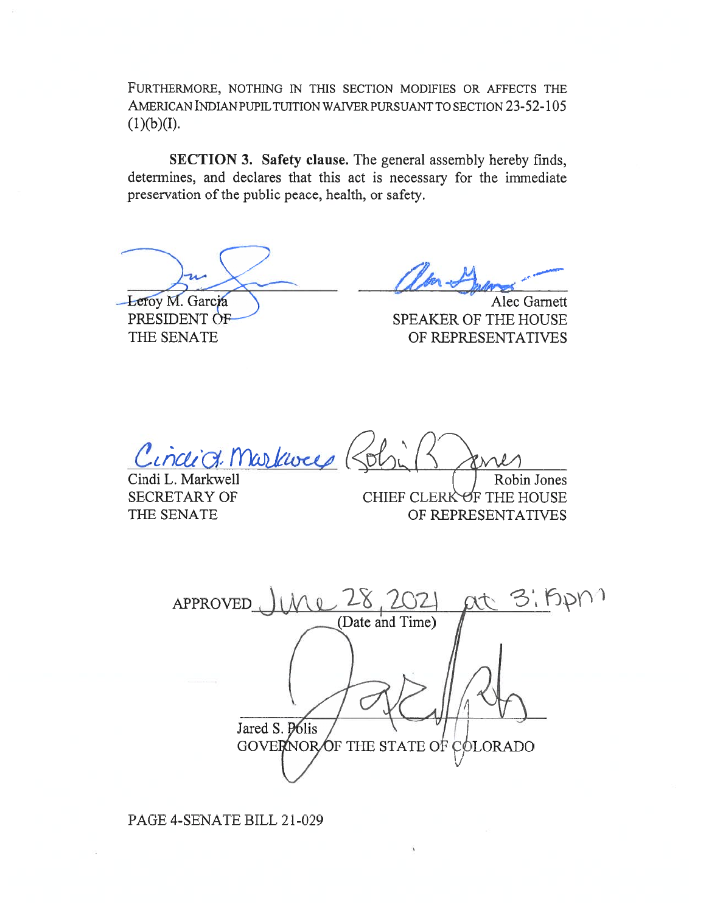FURTHERMORE, NOTHING IN THIS SECTION MODIFIES OR AFFECTS THE AMERICAN INDIAN PUPIL TUITION WAIVER PURSUANT TO SECTION 23-52-105 (1)(b)(I).

**SECTION 3. Safety clause.** The general assembly hereby finds, determines, and declares that this act is necessary for the immediate preservation of the public peace, health, or safety.

Leroy M. Garcia
PRESIDENT OF
THE SENATE

Alec Garnett
SPEAKER OF THE HOUSE
OF REPRESENTATIVES

Cindi L. Markwell
SECRETARY OF
THE SENATE

Robin Jones
CHIEF CLERK OF THE HOUSE
OF REPRESENTATIVES

APPROVED June 28, 2021 at 3:15pm
(Date and Time)

Jared S. Polis
GOVERNOR OF THE STATE OF COLORADO

PAGE 4-SENATE BILL 21-029